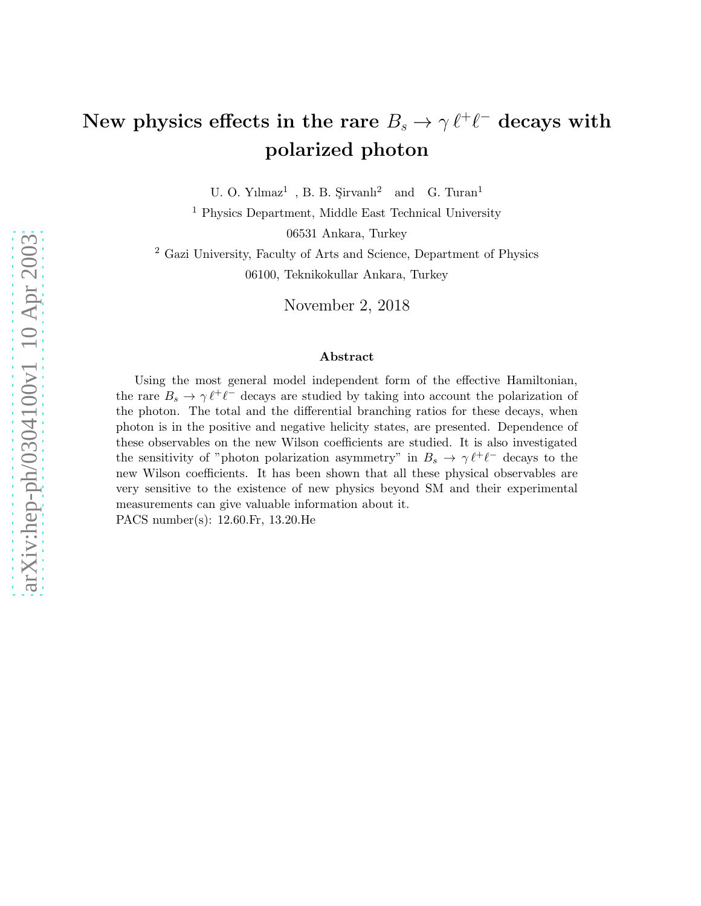# New physics effects in the rare $B_s \to \gamma \, \ell^+ \ell^-$ decays with polarized photon

U. O. Yılmaz[1] , B. B. Şirvanlı[2] and G. Turan[1]

[1] Physics Department, Middle East Technical University

06531 Ankara, Turkey

[2] Gazi University, Faculty of Arts and Science, Department of Physics

06100, Teknikokullar Ankara, Turkey

November 2, 2018

### Abstract

Using the most general model independent form of the effective Hamiltonian, the rare $B_s \to \gamma \, \ell^+ \ell^-$ decays are studied by taking into account the polarization of the photon. The total and the differential branching ratios for these decays, when photon is in the positive and negative helicity states, are presented. Dependence of these observables on the new Wilson coefficients are studied. It is also investigated the sensitivity of "photon polarization asymmetry" in $B_s \to \gamma \, \ell^+ \ell^-$ decays to the new Wilson coefficients. It has been shown that all these physical observables are very sensitive to the existence of new physics beyond SM and their experimental measurements can give valuable information about it.

PACS number(s): 12.60.Fr, 13.20.He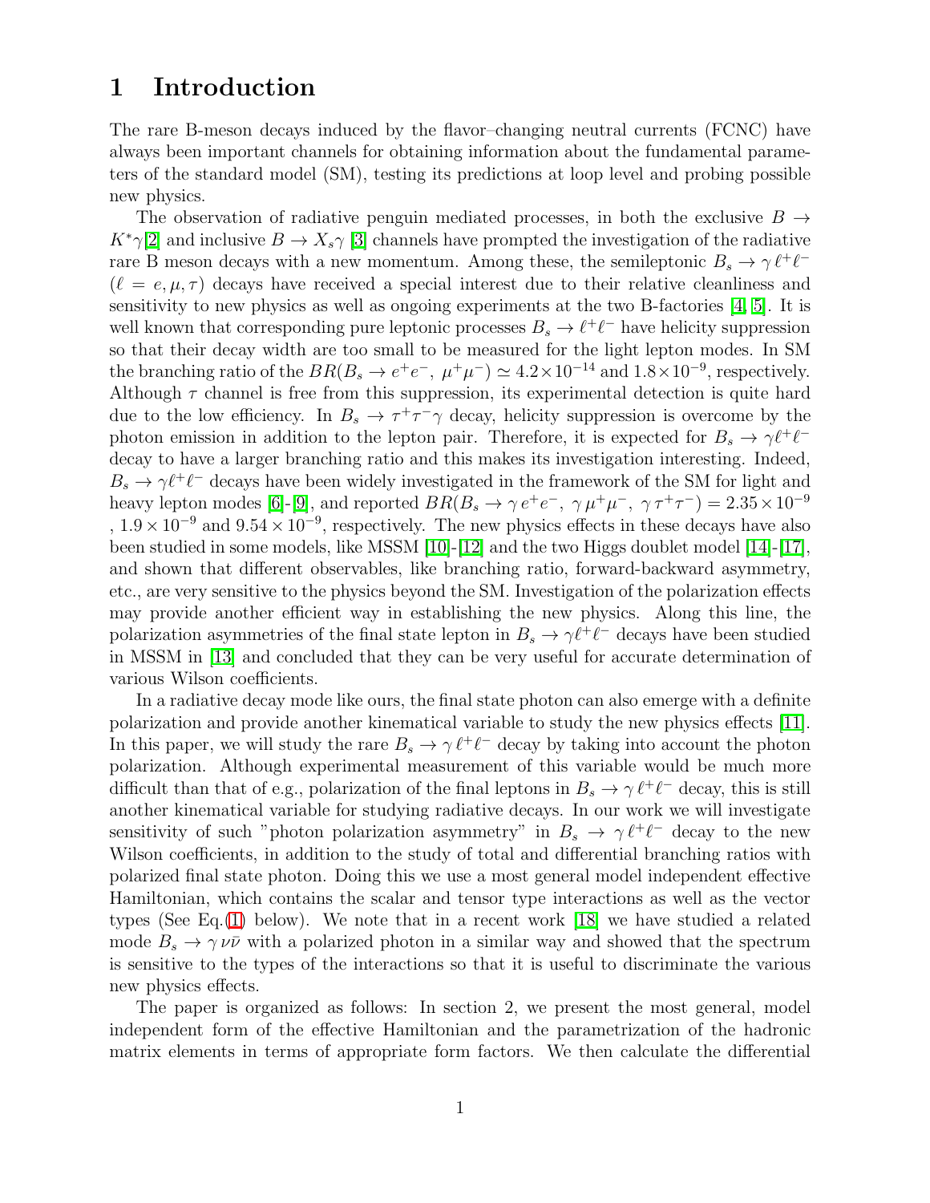# 1 Introduction

The rare B-meson decays induced by the flavor–changing neutral currents (FCNC) have always been important channels for obtaining information about the fundamental parameters of the standard model (SM), testing its predictions at loop level and probing possible new physics.

The observation of radiative penguin mediated processes, in both the exclusive $B \to K^*\gamma$[2] and inclusive $B \to X_s\gamma$ [3] channels have prompted the investigation of the radiative rare B meson decays with a new momentum. Among these, the semileptonic $B_s \to \gamma\,\ell^+\ell^-$ ($\ell = e, \mu, \tau$) decays have received a special interest due to their relative cleanliness and sensitivity to new physics as well as ongoing experiments at the two B-factories [4, 5]. It is well known that corresponding pure leptonic processes $B_s \to \ell^+\ell^-$ have helicity suppression so that their decay width are too small to be measured for the light lepton modes. In SM the branching ratio of the $BR(B_s \to e^+e^-,\ \mu^+\mu^-) \simeq 4.2\times 10^{-14}$ and $1.8\times 10^{-9}$, respectively. Although $\tau$ channel is free from this suppression, its experimental detection is quite hard due to the low efficiency. In $B_s \to \tau^+\tau^-\gamma$ decay, helicity suppression is overcome by the photon emission in addition to the lepton pair. Therefore, it is expected for $B_s \to \gamma\ell^+\ell^-$ decay to have a larger branching ratio and this makes its investigation interesting. Indeed, $B_s \to \gamma\ell^+\ell^-$ decays have been widely investigated in the framework of the SM for light and heavy lepton modes [6]-[9], and reported $BR(B_s \to \gamma\, e^+e^-,\ \gamma\,\mu^+\mu^-,\ \gamma\,\tau^+\tau^-) = 2.35\times 10^{-9}$ , $1.9\times 10^{-9}$ and $9.54\times 10^{-9}$, respectively. The new physics effects in these decays have also been studied in some models, like MSSM [10]-[12] and the two Higgs doublet model [14]-[17], and shown that different observables, like branching ratio, forward-backward asymmetry, etc., are very sensitive to the physics beyond the SM. Investigation of the polarization effects may provide another efficient way in establishing the new physics. Along this line, the polarization asymmetries of the final state lepton in $B_s \to \gamma\ell^+\ell^-$ decays have been studied in MSSM in [13] and concluded that they can be very useful for accurate determination of various Wilson coefficients.

In a radiative decay mode like ours, the final state photon can also emerge with a definite polarization and provide another kinematical variable to study the new physics effects [11]. In this paper, we will study the rare $B_s \to \gamma\,\ell^+\ell^-$ decay by taking into account the photon polarization. Although experimental measurement of this variable would be much more difficult than that of e.g., polarization of the final leptons in $B_s \to \gamma\,\ell^+\ell^-$ decay, this is still another kinematical variable for studying radiative decays. In our work we will investigate sensitivity of such "photon polarization asymmetry" in $B_s \to \gamma\,\ell^+\ell^-$ decay to the new Wilson coefficients, in addition to the study of total and differential branching ratios with polarized final state photon. Doing this we use a most general model independent effective Hamiltonian, which contains the scalar and tensor type interactions as well as the vector types (See Eq.(1) below). We note that in a recent work [18] we have studied a related mode $B_s \to \gamma\,\nu\bar{\nu}$ with a polarized photon in a similar way and showed that the spectrum is sensitive to the types of the interactions so that it is useful to discriminate the various new physics effects.

The paper is organized as follows: In section 2, we present the most general, model independent form of the effective Hamiltonian and the parametrization of the hadronic matrix elements in terms of appropriate form factors. We then calculate the differential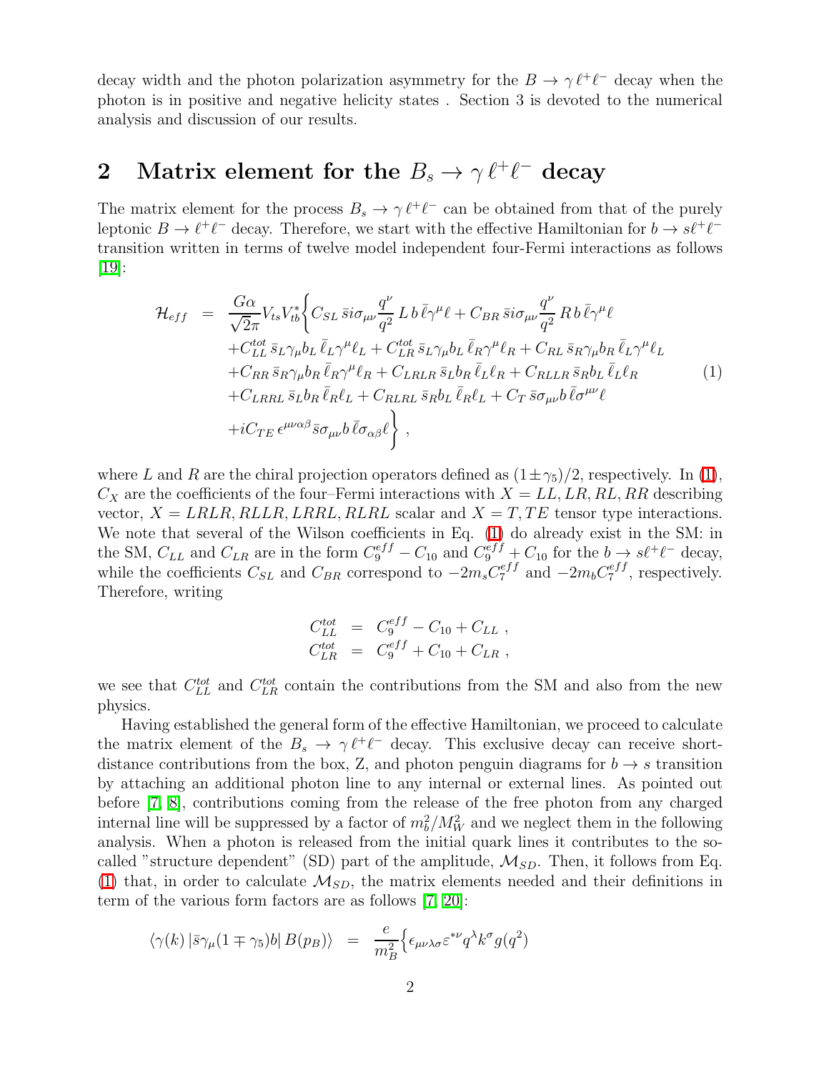decay width and the photon polarization asymmetry for the $B \to \gamma\,\ell^+\ell^-$ decay when the photon is in positive and negative helicity states . Section 3 is devoted to the numerical analysis and discussion of our results.

## 2 Matrix element for the $B_s \to \gamma\,\ell^+\ell^-$ decay

The matrix element for the process $B_s \to \gamma\,\ell^+\ell^-$ can be obtained from that of the purely leptonic $B \to \ell^+\ell^-$ decay. Therefore, we start with the effective Hamiltonian for $b \to s\ell^+\ell^-$ transition written in terms of twelve model independent four-Fermi interactions as follows [19]:

$$
\begin{aligned}
\mathcal{H}_{eff} &= \frac{G\alpha}{\sqrt{2}\pi} V_{ts}V_{tb}^* \Bigg\{ C_{SL}\,\bar{s} i\sigma_{\mu\nu}\frac{q^\nu}{q^2}\,L\,b\,\bar{\ell}\gamma^\mu\ell + C_{BR}\,\bar{s} i\sigma_{\mu\nu}\frac{q^\nu}{q^2}\,R\,b\,\bar{\ell}\gamma^\mu\ell \\
&+ C_{LL}^{tot}\,\bar{s}_L\gamma_\mu b_L\,\bar{\ell}_L\gamma^\mu\ell_L + C_{LR}^{tot}\,\bar{s}_L\gamma_\mu b_L\,\bar{\ell}_R\gamma^\mu\ell_R + C_{RL}\,\bar{s}_R\gamma_\mu b_R\,\bar{\ell}_L\gamma^\mu\ell_L \\
&+ C_{RR}\,\bar{s}_R\gamma_\mu b_R\,\bar{\ell}_R\gamma^\mu\ell_R + C_{LRLR}\,\bar{s}_L b_R\,\bar{\ell}_L\ell_R + C_{RLLR}\,\bar{s}_R b_L\,\bar{\ell}_L\ell_R \\
&+ C_{LRRL}\,\bar{s}_L b_R\,\bar{\ell}_R\ell_L + C_{RLRL}\,\bar{s}_R b_L\,\bar{\ell}_R\ell_L + C_T\,\bar{s}\sigma_{\mu\nu}b\,\bar{\ell}\sigma^{\mu\nu}\ell \\
&+ iC_{TE}\,\epsilon^{\mu\nu\alpha\beta}\bar{s}\sigma_{\mu\nu}b\,\bar{\ell}\sigma_{\alpha\beta}\ell \Bigg\}\,,
\end{aligned} \tag{1}
$$

where $L$ and $R$ are the chiral projection operators defined as $(1\pm\gamma_5)/2$, respectively. In (1), $C_X$ are the coefficients of the four–Fermi interactions with $X = LL, LR, RL, RR$ describing vector, $X = LRLR, RLLR, LRRL, RLRL$ scalar and $X = T, TE$ tensor type interactions. We note that several of the Wilson coefficients in Eq. (1) do already exist in the SM: in the SM, $C_{LL}$ and $C_{LR}$ are in the form $C_9^{eff} - C_{10}$ and $C_9^{eff} + C_{10}$ for the $b \to s\ell^+\ell^-$ decay, while the coefficients $C_{SL}$ and $C_{BR}$ correspond to $-2m_s C_7^{eff}$ and $-2m_b C_7^{eff}$, respectively. Therefore, writing

$$
\begin{aligned}
C_{LL}^{tot} &= C_9^{eff} - C_{10} + C_{LL}\,, \\
C_{LR}^{tot} &= C_9^{eff} + C_{10} + C_{LR}\,,
\end{aligned}
$$

we see that $C_{LL}^{tot}$ and $C_{LR}^{tot}$ contain the contributions from the SM and also from the new physics.

Having established the general form of the effective Hamiltonian, we proceed to calculate the matrix element of the $B_s \to \gamma\,\ell^+\ell^-$ decay. This exclusive decay can receive short-distance contributions from the box, Z, and photon penguin diagrams for $b \to s$ transition by attaching an additional photon line to any internal or external lines. As pointed out before [7, 8], contributions coming from the release of the free photon from any charged internal line will be suppressed by a factor of $m_b^2/M_W^2$ and we neglect them in the following analysis. When a photon is released from the initial quark lines it contributes to the so-called "structure dependent" (SD) part of the amplitude, $\mathcal{M}_{SD}$. Then, it follows from Eq. (1) that, in order to calculate $\mathcal{M}_{SD}$, the matrix elements needed and their definitions in term of the various form factors are as follows [7, 20]:

$$
\langle \gamma(k)\,|\bar{s}\gamma_\mu(1\mp\gamma_5)b|\,B(p_B)\rangle = \frac{e}{m_B^2}\Big\{\epsilon_{\mu\nu\lambda\sigma}\varepsilon^{*\nu}q^\lambda k^\sigma g(q^2)
$$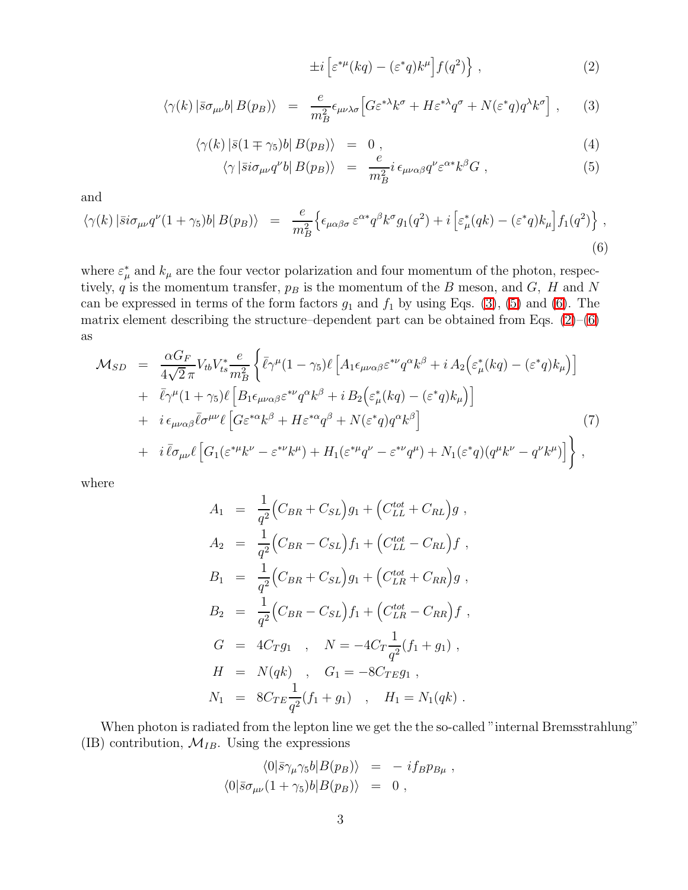$$\pm i \Big[\varepsilon^{\ast\mu}(kq) - (\varepsilon^\ast q) k^\mu\Big] f(q^2) \Big\} ~, \tag{2}$$

$$\left< \gamma(k) \left| \bar s \sigma_{\mu\nu} b \right| B(p_B) \right> = \frac{e}{m_B^2} \epsilon_{\mu\nu\lambda\sigma} \Big[ G \varepsilon^{\ast\lambda} k^\sigma + H \varepsilon^{\ast\lambda} q^\sigma + N (\varepsilon^\ast q) q^\lambda k^\sigma \Big] ~, \tag{3}$$

$$\left< \gamma(k) \left| \bar s (1 \mp \gamma_5) b \right| B(p_B) \right> = 0 ~, \tag{4}$$

$$\left< \gamma \left| \bar s i \sigma_{\mu\nu} q^\nu b \right| B(p_B) \right> = \frac{e}{m_B^2} i \, \epsilon_{\mu\nu\alpha\beta} q^\nu \varepsilon^{\alpha\ast} k^\beta G ~, \tag{5}$$

and

$$\left< \gamma(k) \left| \bar s i \sigma_{\mu\nu} q^\nu (1 + \gamma_5) b \right| B(p_B) \right> = \frac{e}{m_B^2} \Big\{ \epsilon_{\mu\alpha\beta\sigma} \, \varepsilon^{\alpha\ast} q^\beta k^\sigma g_1(q^2) + i \Big[ \varepsilon^\ast_\mu (qk) - (\varepsilon^\ast q) k_\mu \Big] f_1(q^2) \Big\} ~, \tag{6}$$

where $\varepsilon^\ast_\mu$ and $k_\mu$ are the four vector polarization and four momentum of the photon, respectively, $q$ is the momentum transfer, $p_B$ is the momentum of the $B$ meson, and $G$, $H$ and $N$ can be expressed in terms of the form factors $g_1$ and $f_1$ by using Eqs. (3), (5) and (6). The matrix element describing the structure–dependent part can be obtained from Eqs. (2)–(6) as

$$\begin{aligned}
{\cal M}_{SD} &= \frac{\alpha G_F}{4 \sqrt{2} \, \pi} V_{tb} V_{ts}^\ast \frac{e}{m_B^2} \Bigg\{ \bar \ell \gamma^\mu (1 - \gamma_5) \ell \Big[ A_1 \epsilon_{\mu\nu\alpha\beta} \varepsilon^{\ast\nu} q^\alpha k^\beta + i \, A_2 \Big( \varepsilon^\ast_\mu (kq) - (\varepsilon^\ast q) k_\mu \Big) \Big] \\
&+ \bar \ell \gamma^\mu (1 + \gamma_5) \ell \Big[ B_1 \epsilon_{\mu\nu\alpha\beta} \varepsilon^{\ast\nu} q^\alpha k^\beta + i \, B_2 \Big( \varepsilon^\ast_\mu (kq) - (\varepsilon^\ast q) k_\mu \Big) \Big] \\
&+ i \, \epsilon_{\mu\nu\alpha\beta} \bar \ell \sigma^{\mu\nu} \ell \Big[ G \varepsilon^{\ast\alpha} k^\beta + H \varepsilon^{\ast\alpha} q^\beta + N (\varepsilon^\ast q) q^\alpha k^\beta \Big] \\
&+ i \, \bar \ell \sigma_{\mu\nu} \ell \Big[ G_1 (\varepsilon^{\ast\mu} k^\nu - \varepsilon^{\ast\nu} k^\mu) + H_1 (\varepsilon^{\ast\mu} q^\nu - \varepsilon^{\ast\nu} q^\mu) + N_1 (\varepsilon^\ast q) (q^\mu k^\nu - q^\nu k^\mu) \Big] \Bigg\} ~,
\end{aligned} \tag{7}$$

where

$$\begin{aligned}
A_1 &= \frac{1}{q^2} \Big( C_{BR} + C_{SL} \Big) g_1 + \Big( C_{LL}^{tot} + C_{RL} \Big) g ~, \\
A_2 &= \frac{1}{q^2} \Big( C_{BR} - C_{SL} \Big) f_1 + \Big( C_{LL}^{tot} - C_{RL} \Big) f ~, \\
B_1 &= \frac{1}{q^2} \Big( C_{BR} + C_{SL} \Big) g_1 + \Big( C_{LR}^{tot} + C_{RR} \Big) g ~, \\
B_2 &= \frac{1}{q^2} \Big( C_{BR} - C_{SL} \Big) f_1 + \Big( C_{LR}^{tot} - C_{RR} \Big) f ~, \\
G &= 4 C_T g_1 \quad , \quad N = -4 C_T \frac{1}{q^2} (f_1 + g_1) ~, \\
H &= N (qk) \quad , \quad G_1 = -8 C_{TE} g_1 ~, \\
N_1 &= 8 C_{TE} \frac{1}{q^2} (f_1 + g_1) \quad , \quad H_1 = N_1 (qk) ~.
\end{aligned}$$

When photon is radiated from the lepton line we get the the so-called "internal Bremsstrahlung" (IB) contribution, ${\cal M}_{IB}$. Using the expressions

$$\begin{aligned}
\left< 0 \left| \bar s \gamma_\mu \gamma_5 b \right| B(p_B) \right> &= - \, i f_B p_{B\mu} ~, \\
\left< 0 \left| \bar s \sigma_{\mu\nu} (1 + \gamma_5) b \right| B(p_B) \right> &= 0 ~,
\end{aligned}$$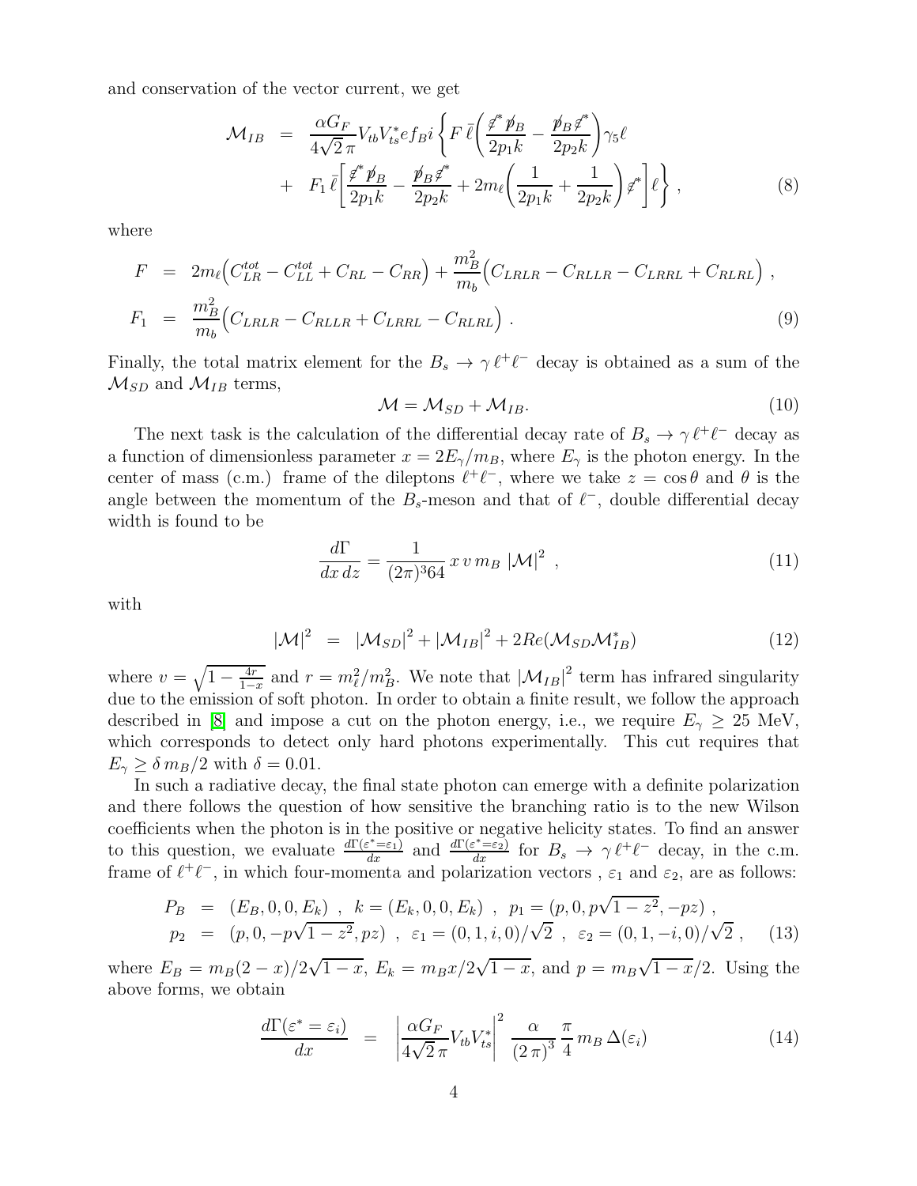and conservation of the vector current, we get

$$
\begin{aligned}
\mathcal{M}_{IB} &= \frac{\alpha G_F}{4\sqrt{2}\,\pi} V_{tb} V_{ts}^{*} e f_B i \left\{ F\,\bar{\ell}\left( \frac{\not{\varepsilon}^{*} \not{p}_B}{2p_1 k} - \frac{\not{p}_B \not{\varepsilon}^{*}}{2p_2 k} \right)\gamma_5 \ell \right. \\
&+ \left. F_1\,\bar{\ell}\left[ \frac{\not{\varepsilon}^{*} \not{p}_B}{2p_1 k} - \frac{\not{p}_B \not{\varepsilon}^{*}}{2p_2 k} + 2m_\ell \left( \frac{1}{2p_1 k} + \frac{1}{2p_2 k} \right) \not{\varepsilon}^{*} \right] \ell \right\} , \qquad (8)
\end{aligned}
$$

where

$$
\begin{aligned}
F &= 2m_\ell \Big( C_{LR}^{tot} - C_{LL}^{tot} + C_{RL} - C_{RR} \Big) + \frac{m_B^2}{m_b} \Big( C_{LRLR} - C_{RLLR} - C_{LRRL} + C_{RLRL} \Big) , \\
F_1 &= \frac{m_B^2}{m_b} \Big( C_{LRLR} - C_{RLLR} + C_{LRRL} - C_{RLRL} \Big) . \qquad (9)
\end{aligned}
$$

Finally, the total matrix element for the $B_s \to \gamma\,\ell^+\ell^-$ decay is obtained as a sum of the $\mathcal{M}_{SD}$ and $\mathcal{M}_{IB}$ terms,

$$
\mathcal{M} = \mathcal{M}_{SD} + \mathcal{M}_{IB}. \qquad (10)
$$

The next task is the calculation of the differential decay rate of $B_s \to \gamma\,\ell^+\ell^-$ decay as a function of dimensionless parameter $x = 2E_\gamma/m_B$, where $E_\gamma$ is the photon energy. In the center of mass (c.m.) frame of the dileptons $\ell^+\ell^-$, where we take $z = \cos\theta$ and $\theta$ is the angle between the momentum of the $B_s$-meson and that of $\ell^-$, double differential decay width is found to be

$$
\frac{d\Gamma}{dx\,dz} = \frac{1}{(2\pi)^3 64}\, x\, v\, m_B\, |\mathcal{M}|^2 \ , \qquad (11)
$$

with

$$
|\mathcal{M}|^2 = |\mathcal{M}_{SD}|^2 + |\mathcal{M}_{IB}|^2 + 2Re(\mathcal{M}_{SD}\mathcal{M}_{IB}^{*}) \qquad (12)
$$

where $v = \sqrt{1 - \frac{4r}{1-x}}$ and $r = m_\ell^2/m_B^2$. We note that $|\mathcal{M}_{IB}|^2$ term has infrared singularity due to the emission of soft photon. In order to obtain a finite result, we follow the approach described in [8] and impose a cut on the photon energy, i.e., we require $E_\gamma \geq 25$ MeV, which corresponds to detect only hard photons experimentally. This cut requires that $E_\gamma \geq \delta\, m_B/2$ with $\delta = 0.01$.

In such a radiative decay, the final state photon can emerge with a definite polarization and there follows the question of how sensitive the branching ratio is to the new Wilson coefficients when the photon is in the positive or negative helicity states. To find an answer to this question, we evaluate $\frac{d\Gamma(\varepsilon^*=\varepsilon_1)}{dx}$ and $\frac{d\Gamma(\varepsilon^*=\varepsilon_2)}{dx}$ for $B_s \to \gamma\,\ell^+\ell^-$ decay, in the c.m. frame of $\ell^+\ell^-$, in which four-momenta and polarization vectors , $\varepsilon_1$ and $\varepsilon_2$, are as follows:

$$
\begin{aligned}
P_B &= (E_B, 0, 0, E_k) \ , \ \ k = (E_k, 0, 0, E_k) \ , \ \ p_1 = (p, 0, p\sqrt{1-z^2}, -pz) \ , \\
p_2 &= (p, 0, -p\sqrt{1-z^2}, pz) \ , \ \ \varepsilon_1 = (0, 1, i, 0)/\sqrt{2} \ , \ \ \varepsilon_2 = (0, 1, -i, 0)/\sqrt{2} \ , \qquad (13)
\end{aligned}
$$

where $E_B = m_B(2-x)/2\sqrt{1-x}$, $E_k = m_B x/2\sqrt{1-x}$, and $p = m_B\sqrt{1-x}/2$. Using the above forms, we obtain

$$
\frac{d\Gamma(\varepsilon^* = \varepsilon_i)}{dx} = \left| \frac{\alpha G_F}{4\sqrt{2}\,\pi} V_{tb} V_{ts}^{*} \right|^2 \frac{\alpha}{(2\,\pi)^3} \frac{\pi}{4}\, m_B\, \Delta(\varepsilon_i) \qquad (14)
$$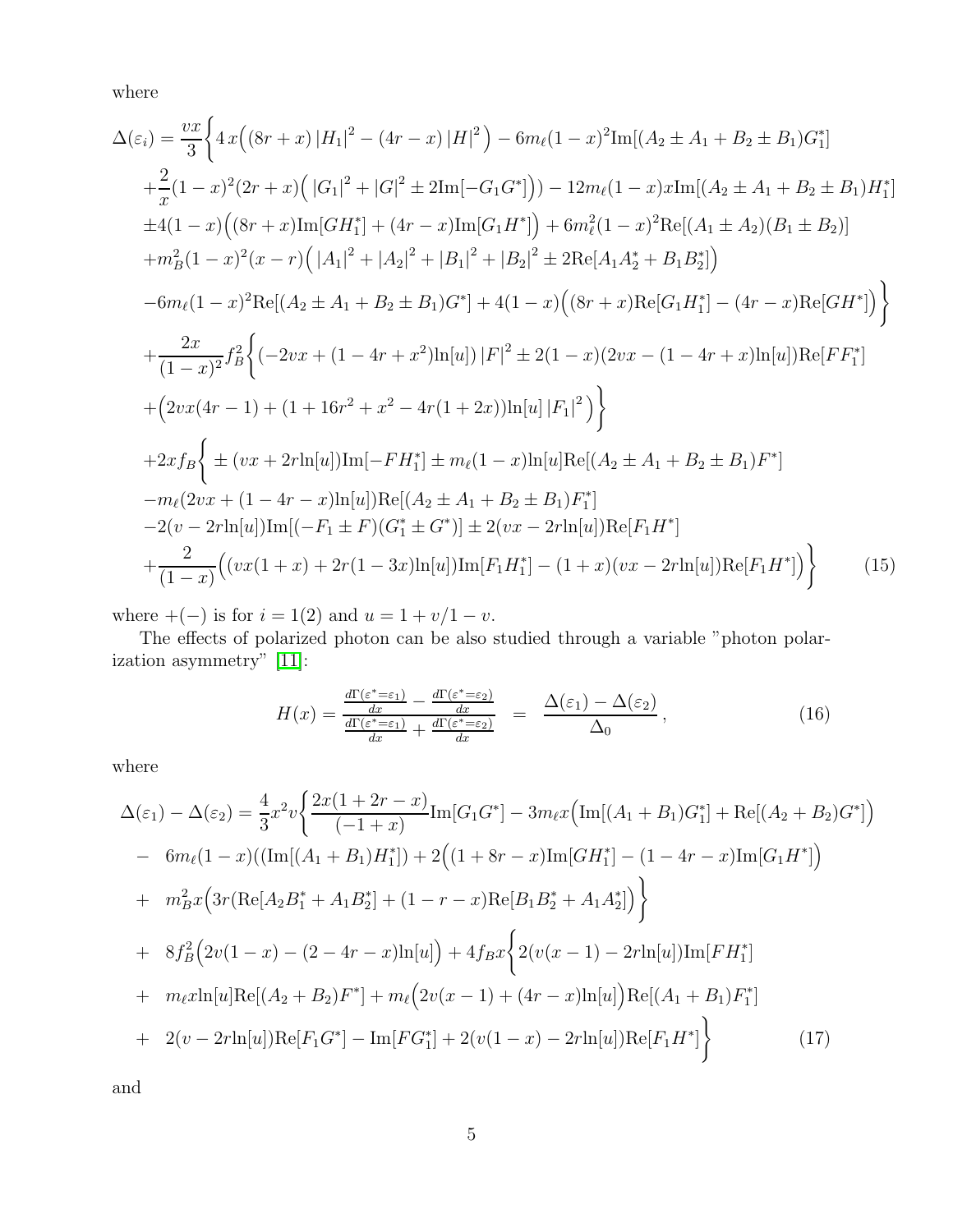where

$$
\begin{aligned}
\Delta(\varepsilon_i) = \frac{vx}{3}\Bigg\{ & 4\,x\Big((8r+x)\left|H_1\right|^2 - (4r-x)\left|H\right|^2\Big) - 6m_\ell(1-x)^2\mathrm{Im}[(A_2 \pm A_1 + B_2 \pm B_1)G_1^*] \\
& + \frac{2}{x}(1-x)^2(2r+x)\Big(\left|G_1\right|^2 + \left|G\right|^2 \pm 2\mathrm{Im}[-G_1 G^*]\Big)\Big) - 12m_\ell(1-x)x\mathrm{Im}[(A_2 \pm A_1 + B_2 \pm B_1)H_1^*] \\
& \pm 4(1-x)\Big((8r+x)\mathrm{Im}[GH_1^*] + (4r-x)\mathrm{Im}[G_1 H^*]\Big) + 6m_\ell^2(1-x)^2\mathrm{Re}[(A_1 \pm A_2)(B_1 \pm B_2)] \\
& + m_B^2(1-x)^2(x-r)\Big(\left|A_1\right|^2 + \left|A_2\right|^2 + \left|B_1\right|^2 + \left|B_2\right|^2 \pm 2\mathrm{Re}[A_1 A_2^* + B_1 B_2^*]\Big) \\
& - 6m_\ell(1-x)^2\mathrm{Re}[(A_2 \pm A_1 + B_2 \pm B_1)G^*] + 4(1-x)\Big((8r+x)\mathrm{Re}[G_1 H_1^*] - (4r-x)\mathrm{Re}[GH^*]\Big)\Bigg\} \\
& + \frac{2x}{(1-x)^2}f_B^2\Bigg\{(-2vx + (1-4r+x^2)\ln[u])\left|F\right|^2 \pm 2(1-x)(2vx - (1-4r+x)\ln[u])\mathrm{Re}[FF_1^*] \\
& + \Big(2vx(4r-1) + (1+16r^2+x^2-4r(1+2x))\ln[u]\left|F_1\right|^2\Big)\Bigg\} \\
& + 2xf_B\Bigg\{ \pm (vx + 2r\ln[u])\mathrm{Im}[-FH_1^*] \pm m_\ell(1-x)\ln[u]\mathrm{Re}[(A_2 \pm A_1 + B_2 \pm B_1)F^*] \\
& - m_\ell(2vx + (1-4r-x)\ln[u])\mathrm{Re}[(A_2 \pm A_1 + B_2 \pm B_1)F_1^*] \\
& - 2(v - 2r\ln[u])\mathrm{Im}[(-F_1 \pm F)(G_1^* \pm G^*)] \pm 2(vx - 2r\ln[u])\mathrm{Re}[F_1 H^*] \\
& + \frac{2}{(1-x)}\Big((vx(1+x) + 2r(1-3x)\ln[u])\mathrm{Im}[F_1 H_1^*] - (1+x)(vx - 2r\ln[u])\mathrm{Re}[F_1 H^*]\Big)\Bigg\} \qquad (15)
\end{aligned}
$$

where $+(-)$ is for $i = 1(2)$ and $u = 1 + v/1 - v$.

The effects of polarized photon can be also studied through a variable "photon polarization asymmetry" [11]:

$$
H(x) = \frac{\frac{d\Gamma(\varepsilon^*=\varepsilon_1)}{dx} - \frac{d\Gamma(\varepsilon^*=\varepsilon_2)}{dx}}{\frac{d\Gamma(\varepsilon^*=\varepsilon_1)}{dx} + \frac{d\Gamma(\varepsilon^*=\varepsilon_2)}{dx}} = \frac{\Delta(\varepsilon_1) - \Delta(\varepsilon_2)}{\Delta_0}, \qquad (16)
$$

where

$$
\begin{aligned}
\Delta(\varepsilon_1) - \Delta(\varepsilon_2) = \frac{4}{3}x^2 v\Bigg\{ & \frac{2x(1+2r-x)}{(-1+x)}\mathrm{Im}[G_1 G^*] - 3m_\ell x\Big(\mathrm{Im}[(A_1+B_1)G_1^*] + \mathrm{Re}[(A_2+B_2)G^*]\Big) \\
- \; & 6m_\ell(1-x)((\mathrm{Im}[(A_1+B_1)H_1^*]) + 2\Big((1+8r-x)\mathrm{Im}[GH_1^*] - (1-4r-x)\mathrm{Im}[G_1 H^*]\Big) \\
+ \; & m_B^2 x\Big(3r(\mathrm{Re}[A_2 B_1^* + A_1 B_2^*] + (1-r-x)\mathrm{Re}[B_1 B_2^* + A_1 A_2^*]\Big)\Bigg\} \\
+ \; & 8f_B^2\Big(2v(1-x) - (2-4r-x)\ln[u]\Big) + 4f_B x\Bigg\{2(v(x-1) - 2r\ln[u])\mathrm{Im}[FH_1^*] \\
+ \; & m_\ell x\ln[u]\mathrm{Re}[(A_2+B_2)F^*] + m_\ell\Big(2v(x-1) + (4r-x)\ln[u]\Big)\mathrm{Re}[(A_1+B_1)F_1^*] \\
+ \; & 2(v - 2r\ln[u])\mathrm{Re}[F_1 G^*] - \mathrm{Im}[FG_1^*] + 2(v(1-x) - 2r\ln[u])\mathrm{Re}[F_1 H^*]\Bigg\} \qquad (17)
\end{aligned}
$$

and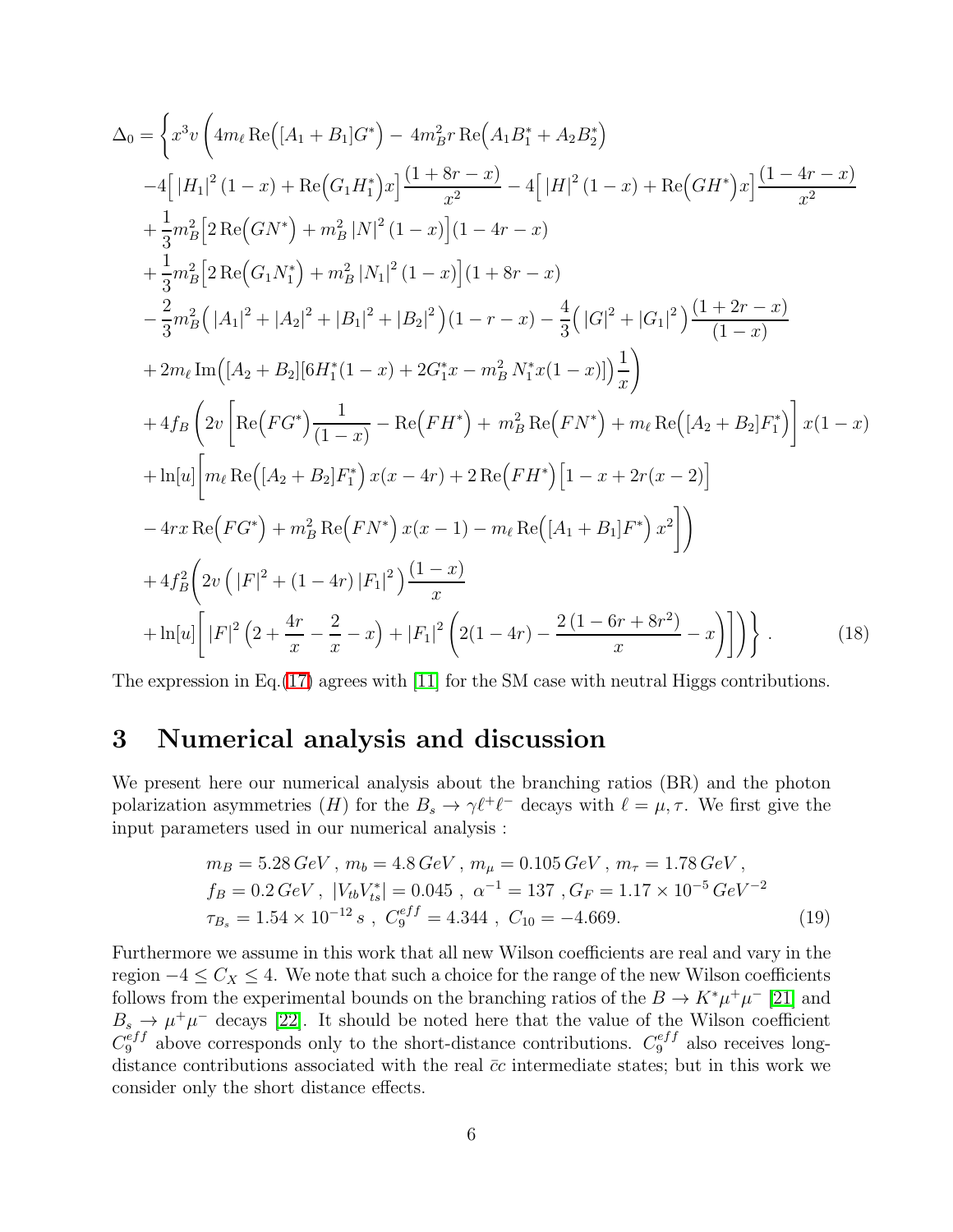$$
\begin{aligned}
\Delta_0 = \Bigg\{ & x^3 v \Bigg( 4m_\ell \, \mathrm{Re}\Big([A_1 + B_1]G^*\Big) - 4m_B^2 r \, \mathrm{Re}\Big(A_1 B_1^* + A_2 B_2^*\Big) \\
& -4\Big[\, |H_1|^2 (1-x) + \mathrm{Re}\Big(G_1 H_1^*\Big) x\Big] \frac{(1+8r-x)}{x^2} - 4\Big[\, |H|^2 (1-x) + \mathrm{Re}\Big(G H^*\Big) x\Big] \frac{(1-4r-x)}{x^2} \\
& + \frac{1}{3} m_B^2 \Big[ 2\,\mathrm{Re}\Big(G N^*\Big) + m_B^2 \, |N|^2 (1-x)\Big] (1-4r-x) \\
& + \frac{1}{3} m_B^2 \Big[ 2\,\mathrm{Re}\Big(G_1 N_1^*\Big) + m_B^2 \, |N_1|^2 (1-x)\Big] (1+8r-x) \\
& - \frac{2}{3} m_B^2 \Big( |A_1|^2 + |A_2|^2 + |B_1|^2 + |B_2|^2 \Big)(1-r-x) - \frac{4}{3}\Big( |G|^2 + |G_1|^2 \Big) \frac{(1+2r-x)}{(1-x)} \\
& + 2 m_\ell \, \mathrm{Im}\Big( [A_2 + B_2][6 H_1^* (1-x) + 2 G_1^* x - m_B^2 \, N_1^* x (1-x)]\Big) \frac{1}{x} \Bigg) \\
& + 4 f_B \Bigg( 2v \left[ \mathrm{Re}\Big(F G^*\Big) \frac{1}{(1-x)} - \mathrm{Re}\Big(F H^*\Big) + m_B^2 \, \mathrm{Re}\Big(F N^*\Big) + m_\ell \, \mathrm{Re}\Big([A_2 + B_2] F_1^*\Big) \right] x(1-x) \\
& + \ln[u] \Bigg[ m_\ell \, \mathrm{Re}\Big([A_2 + B_2] F_1^*\Big) x(x-4r) + 2\,\mathrm{Re}\Big(F H^*\Big) \Big[1 - x + 2r(x-2)\Big] \\
& - 4rx \, \mathrm{Re}\Big(F G^*\Big) + m_B^2 \, \mathrm{Re}\Big(F N^*\Big) x(x-1) - m_\ell \, \mathrm{Re}\Big([A_1 + B_1] F^*\Big) x^2 \Bigg] \Bigg) \\
& + 4 f_B^2 \Bigg( 2v \left( |F|^2 + (1-4r) |F_1|^2 \right) \frac{(1-x)}{x} \\
& + \ln[u] \Bigg[ |F|^2 \left( 2 + \frac{4r}{x} - \frac{2}{x} - x \right) + |F_1|^2 \left( 2(1-4r) - \frac{2\,(1-6r+8r^2)}{x} - x \right) \Bigg] \Bigg) \Bigg\} \, . \qquad (18)
\end{aligned}
$$

The expression in Eq.(17) agrees with [11] for the SM case with neutral Higgs contributions.

# 3 Numerical analysis and discussion

We present here our numerical analysis about the branching ratios (BR) and the photon polarization asymmetries ($H$) for the $B_s \to \gamma \ell^+ \ell^-$ decays with $\ell = \mu, \tau$. We first give the input parameters used in our numerical analysis :

$$
\begin{aligned}
& m_B = 5.28\, GeV \, , \; m_b = 4.8\, GeV \, , \; m_\mu = 0.105\, GeV \, , \; m_\tau = 1.78\, GeV \, , \\
& f_B = 0.2\, GeV \, , \; |V_{tb} V_{ts}^*| = 0.045 \, , \; \alpha^{-1} = 137 \, , G_F = 1.17 \times 10^{-5}\, GeV^{-2} \\
& \tau_{B_s} = 1.54 \times 10^{-12}\, s \, , \; C_9^{eff} = 4.344 \, , \; C_{10} = -4.669. \qquad (19)
\end{aligned}
$$

Furthermore we assume in this work that all new Wilson coefficients are real and vary in the region $-4 \le C_X \le 4$. We note that such a choice for the range of the new Wilson coefficients follows from the experimental bounds on the branching ratios of the $B \to K^* \mu^+ \mu^-$ [21] and $B_s \to \mu^+ \mu^-$ decays [22]. It should be noted here that the value of the Wilson coefficient $C_9^{eff}$ above corresponds only to the short-distance contributions. $C_9^{eff}$ also receives long-distance contributions associated with the real $\bar{c}c$ intermediate states; but in this work we consider only the short distance effects.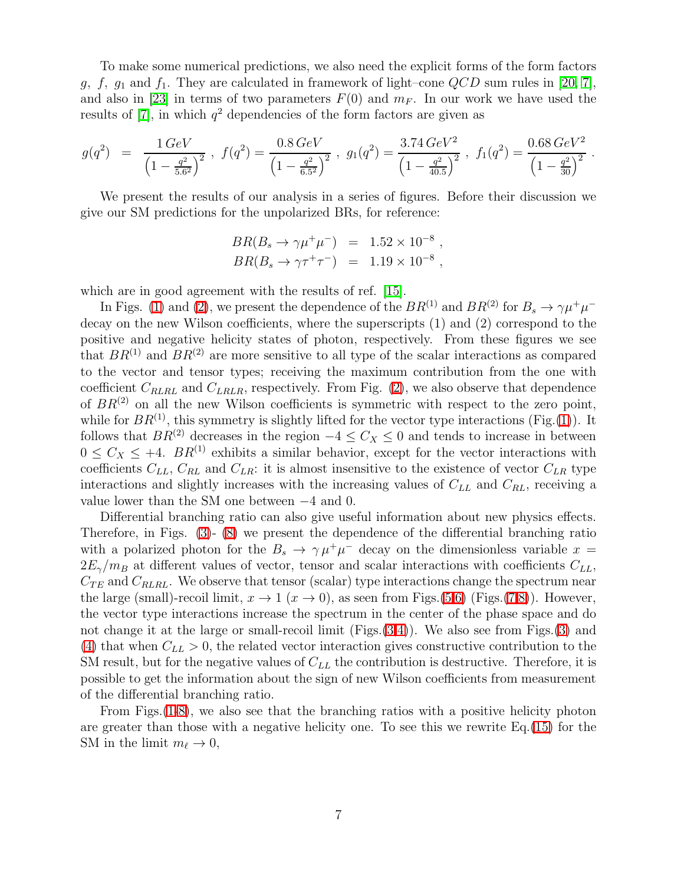To make some numerical predictions, we also need the explicit forms of the form factors $g$, $f$, $g_1$ and $f_1$. They are calculated in framework of light–cone $QCD$ sum rules in [20, 7], and also in [23] in terms of two parameters $F(0)$ and $m_F$. In our work we have used the results of [7], in which $q^2$ dependencies of the form factors are given as

$$g(q^2) = \frac{1\,GeV}{\left(1 - \frac{q^2}{5.6^2}\right)^2}\,,\; f(q^2) = \frac{0.8\,GeV}{\left(1 - \frac{q^2}{6.5^2}\right)^2}\,,\; g_1(q^2) = \frac{3.74\,GeV^2}{\left(1 - \frac{q^2}{40.5}\right)^2}\,,\; f_1(q^2) = \frac{0.68\,GeV^2}{\left(1 - \frac{q^2}{30}\right)^2}\,.$$

We present the results of our analysis in a series of figures. Before their discussion we give our SM predictions for the unpolarized BRs, for reference:

$$\begin{aligned} BR(B_s \to \gamma \mu^+ \mu^-) &= 1.52 \times 10^{-8}\,, \\ BR(B_s \to \gamma \tau^+ \tau^-) &= 1.19 \times 10^{-8}\,, \end{aligned}$$

which are in good agreement with the results of ref. [15].

In Figs. (1) and (2), we present the dependence of the $BR^{(1)}$ and $BR^{(2)}$ for $B_s \to \gamma \mu^+ \mu^-$ decay on the new Wilson coefficients, where the superscripts (1) and (2) correspond to the positive and negative helicity states of photon, respectively. From these figures we see that $BR^{(1)}$ and $BR^{(2)}$ are more sensitive to all type of the scalar interactions as compared to the vector and tensor types; receiving the maximum contribution from the one with coefficient $C_{RLRL}$ and $C_{LRLR}$, respectively. From Fig. (2), we also observe that dependence of $BR^{(2)}$ on all the new Wilson coefficients is symmetric with respect to the zero point, while for $BR^{(1)}$, this symmetry is slightly lifted for the vector type interactions (Fig.(1)). It follows that $BR^{(2)}$ decreases in the region $-4 \leq C_X \leq 0$ and tends to increase in between $0 \leq C_X \leq +4$. $BR^{(1)}$ exhibits a similar behavior, except for the vector interactions with coefficients $C_{LL}$, $C_{RL}$ and $C_{LR}$: it is almost insensitive to the existence of vector $C_{LR}$ type interactions and slightly increases with the increasing values of $C_{LL}$ and $C_{RL}$, receiving a value lower than the SM one between $-4$ and 0.

Differential branching ratio can also give useful information about new physics effects. Therefore, in Figs. (3)- (8) we present the dependence of the differential branching ratio with a polarized photon for the $B_s \to \gamma\, \mu^+ \mu^-$ decay on the dimensionless variable $x = 2E_\gamma/m_B$ at different values of vector, tensor and scalar interactions with coefficients $C_{LL}$, $C_{TE}$ and $C_{RLRL}$. We observe that tensor (scalar) type interactions change the spectrum near the large (small)-recoil limit, $x \to 1$ ($x \to 0$), as seen from Figs.(5,6) (Figs.(7,8)). However, the vector type interactions increase the spectrum in the center of the phase space and do not change it at the large or small-recoil limit (Figs.(3,4)). We also see from Figs.(3) and (4) that when $C_{LL} > 0$, the related vector interaction gives constructive contribution to the SM result, but for the negative values of $C_{LL}$ the contribution is destructive. Therefore, it is possible to get the information about the sign of new Wilson coefficients from measurement of the differential branching ratio.

From Figs.(1-8), we also see that the branching ratios with a positive helicity photon are greater than those with a negative helicity one. To see this we rewrite Eq.(15) for the SM in the limit $m_\ell \to 0$,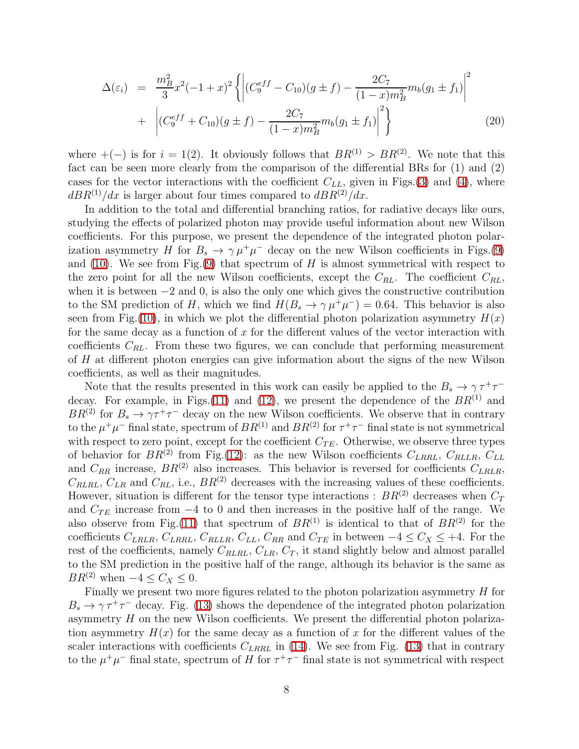$$
\Delta(\varepsilon_i) = \frac{m_B^2}{3} x^2 (-1+x)^2 \left\{ \left| (C_9^{eff} - C_{10})(g \pm f) - \frac{2C_7}{(1-x)m_B^2} m_b (g_1 \pm f_1) \right|^2 \right.
$$
$$
\left. + \left| (C_9^{eff} + C_{10})(g \pm f) - \frac{2C_7}{(1-x)m_B^2} m_b (g_1 \pm f_1) \right|^2 \right\} \qquad (20)
$$

where $+(-)$ is for $i = 1(2)$. It obviously follows that $BR^{(1)} > BR^{(2)}$. We note that this fact can be seen more clearly from the comparison of the differential BRs for (1) and (2) cases for the vector interactions with the coefficient $C_{LL}$, given in Figs.(3) and (4), where $dBR^{(1)}/dx$ is larger about four times compared to $dBR^{(2)}/dx$.

In addition to the total and differential branching ratios, for radiative decays like ours, studying the effects of polarized photon may provide useful information about new Wilson coefficients. For this purpose, we present the dependence of the integrated photon polarization asymmetry $H$ for $B_s \to \gamma\, \mu^+\mu^-$ decay on the new Wilson coefficients in Figs.(9) and (10). We see from Fig.(9) that spectrum of $H$ is almost symmetrical with respect to the zero point for all the new Wilson coefficients, except the $C_{RL}$. The coefficient $C_{RL}$, when it is between $-2$ and 0, is also the only one which gives the constructive contribution to the SM prediction of $H$, which we find $H(B_s \to \gamma\, \mu^+\mu^-) = 0.64$. This behavior is also seen from Fig.(10), in which we plot the differential photon polarization asymmetry $H(x)$ for the same decay as a function of $x$ for the different values of the vector interaction with coefficients $C_{RL}$. From these two figures, we can conclude that performing measurement of $H$ at different photon energies can give information about the signs of the new Wilson coefficients, as well as their magnitudes.

Note that the results presented in this work can easily be applied to the $B_s \to \gamma\, \tau^+\tau^-$ decay. For example, in Figs.(11) and (12), we present the dependence of the $BR^{(1)}$ and $BR^{(2)}$ for $B_s \to \gamma\tau^+\tau^-$ decay on the new Wilson coefficients. We observe that in contrary to the $\mu^+\mu^-$ final state, spectrum of $BR^{(1)}$ and $BR^{(2)}$ for $\tau^+\tau^-$ final state is not symmetrical with respect to zero point, except for the coefficient $C_{TE}$. Otherwise, we observe three types of behavior for $BR^{(2)}$ from Fig.(12): as the new Wilson coefficients $C_{LRRL}$, $C_{RLLR}$, $C_{LL}$ and $C_{RR}$ increase, $BR^{(2)}$ also increases. This behavior is reversed for coefficients $C_{LRLR}$, $C_{RLRL}$, $C_{LR}$ and $C_{RL}$, i.e., $BR^{(2)}$ decreases with the increasing values of these coefficients. However, situation is different for the tensor type interactions : $BR^{(2)}$ decreases when $C_T$ and $C_{TE}$ increase from $-4$ to 0 and then increases in the positive half of the range. We also observe from Fig.(11) that spectrum of $BR^{(1)}$ is identical to that of $BR^{(2)}$ for the coefficients $C_{LRLR}$, $C_{LRRL}$, $C_{RLLR}$, $C_{LL}$, $C_{RR}$ and $C_{TE}$ in between $-4 \leq C_X \leq +4$. For the rest of the coefficients, namely $C_{RLRL}$, $C_{LR}$, $C_T$, it stand slightly below and almost parallel to the SM prediction in the positive half of the range, although its behavior is the same as $BR^{(2)}$ when $-4 \leq C_X \leq 0$.

Finally we present two more figures related to the photon polarization asymmetry $H$ for $B_s \to \gamma\, \tau^+\tau^-$ decay. Fig. (13) shows the dependence of the integrated photon polarization asymmetry $H$ on the new Wilson coefficients. We present the differential photon polarization asymmetry $H(x)$ for the same decay as a function of $x$ for the different values of the scaler interactions with coefficients $C_{LRRL}$ in (14). We see from Fig. (13) that in contrary to the $\mu^+\mu^-$ final state, spectrum of $H$ for $\tau^+\tau^-$ final state is not symmetrical with respect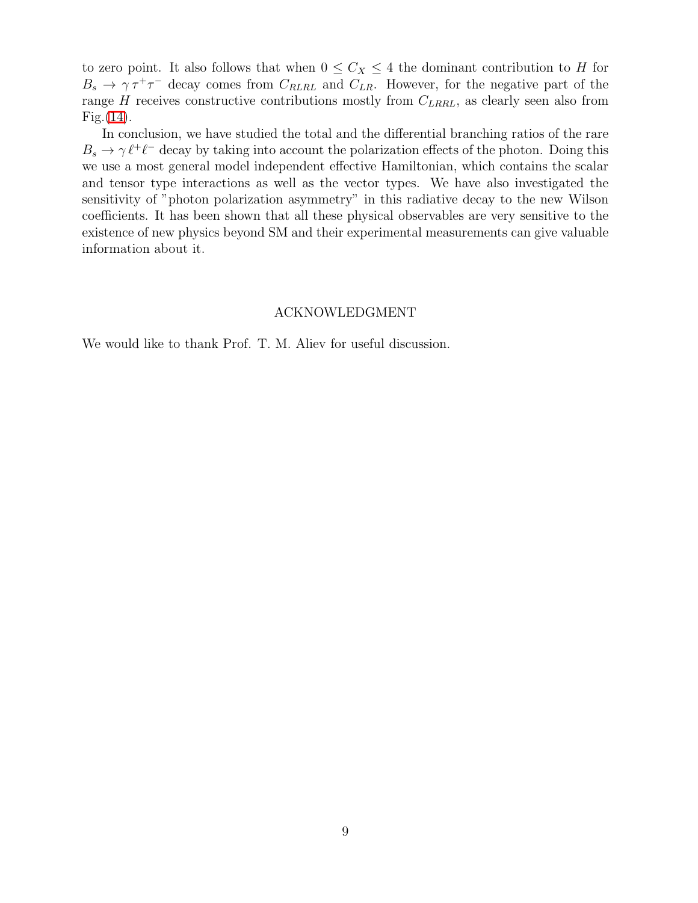to zero point. It also follows that when $0 \leq C_X \leq 4$ the dominant contribution to $H$ for $B_s \to \gamma \tau^+\tau^-$ decay comes from $C_{RLRL}$ and $C_{LR}$. However, for the negative part of the range $H$ receives constructive contributions mostly from $C_{LRRL}$, as clearly seen also from Fig.(14).

In conclusion, we have studied the total and the differential branching ratios of the rare $B_s \to \gamma \ell^+\ell^-$ decay by taking into account the polarization effects of the photon. Doing this we use a most general model independent effective Hamiltonian, which contains the scalar and tensor type interactions as well as the vector types. We have also investigated the sensitivity of "photon polarization asymmetry" in this radiative decay to the new Wilson coefficients. It has been shown that all these physical observables are very sensitive to the existence of new physics beyond SM and their experimental measurements can give valuable information about it.

## ACKNOWLEDGMENT

We would like to thank Prof. T. M. Aliev for useful discussion.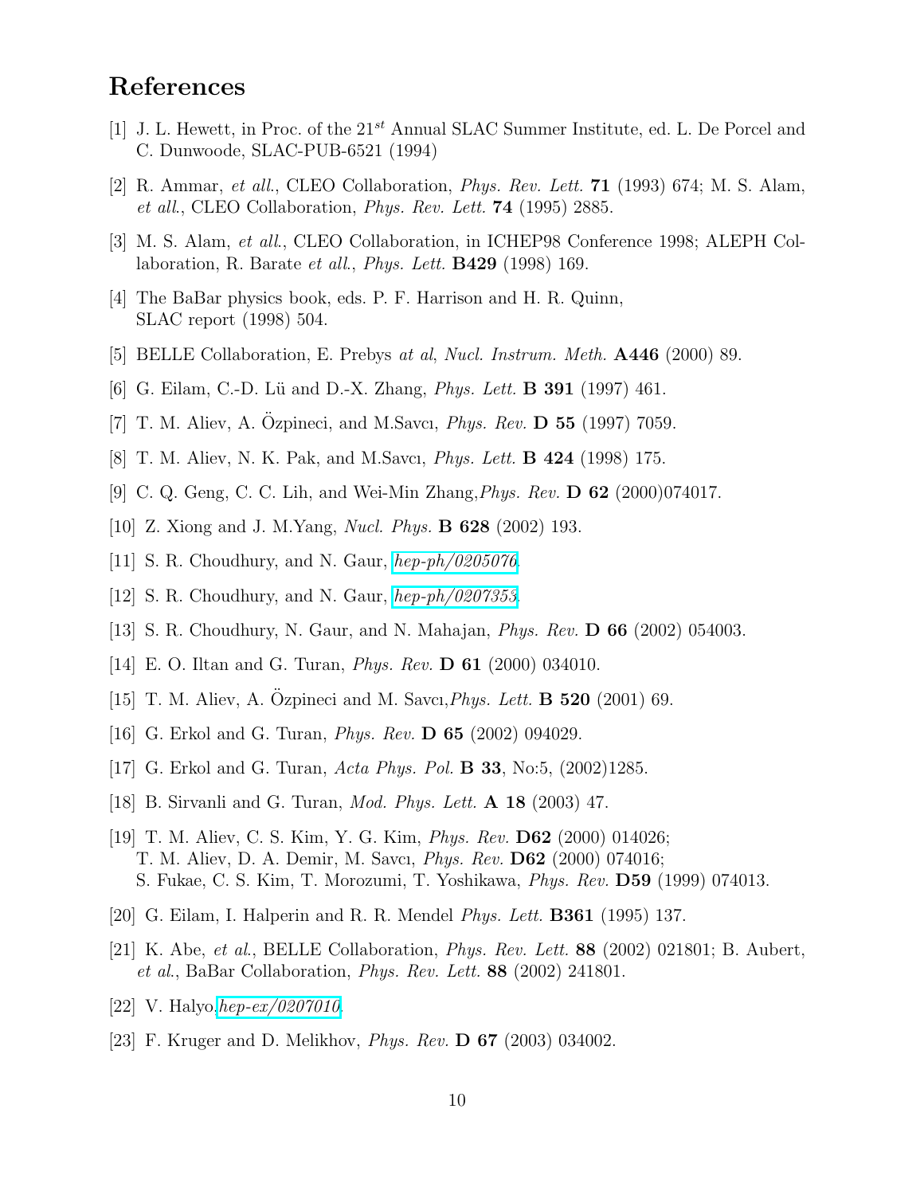# References

[1] J. L. Hewett, in Proc. of the $21^{st}$ Annual SLAC Summer Institute, ed. L. De Porcel and C. Dunwoode, SLAC-PUB-6521 (1994)

[2] R. Ammar, *et all.*, CLEO Collaboration, *Phys. Rev. Lett.* **71** (1993) 674; M. S. Alam, *et all.*, CLEO Collaboration, *Phys. Rev. Lett.* **74** (1995) 2885.

[3] M. S. Alam, *et all.*, CLEO Collaboration, in ICHEP98 Conference 1998; ALEPH Collaboration, R. Barate *et all.*, *Phys. Lett.* **B429** (1998) 169.

[4] The BaBar physics book, eds. P. F. Harrison and H. R. Quinn, SLAC report (1998) 504.

[5] BELLE Collaboration, E. Prebys *at al*, *Nucl. Instrum. Meth.* **A446** (2000) 89.

[6] G. Eilam, C.-D. Lü and D.-X. Zhang, *Phys. Lett.* **B 391** (1997) 461.

[7] T. M. Aliev, A. Özpineci, and M.Savcı, *Phys. Rev.* **D 55** (1997) 7059.

[8] T. M. Aliev, N. K. Pak, and M.Savcı, *Phys. Lett.* **B 424** (1998) 175.

[9] C. Q. Geng, C. C. Lih, and Wei-Min Zhang,*Phys. Rev.* **D 62** (2000)074017.

[10] Z. Xiong and J. M.Yang, *Nucl. Phys.* **B 628** (2002) 193.

[11] S. R. Choudhury, and N. Gaur, *hep-ph/0205076*.

[12] S. R. Choudhury, and N. Gaur, *hep-ph/0207353*.

[13] S. R. Choudhury, N. Gaur, and N. Mahajan, *Phys. Rev.* **D 66** (2002) 054003.

[14] E. O. Iltan and G. Turan, *Phys. Rev.* **D 61** (2000) 034010.

[15] T. M. Aliev, A. Özpineci and M. Savcı,*Phys. Lett.* **B 520** (2001) 69.

[16] G. Erkol and G. Turan, *Phys. Rev.* **D 65** (2002) 094029.

[17] G. Erkol and G. Turan, *Acta Phys. Pol.* **B 33**, No:5, (2002)1285.

[18] B. Sirvanli and G. Turan, *Mod. Phys. Lett.* **A 18** (2003) 47.

[19] T. M. Aliev, C. S. Kim, Y. G. Kim, *Phys. Rev.* **D62** (2000) 014026;
T. M. Aliev, D. A. Demir, M. Savcı, *Phys. Rev.* **D62** (2000) 074016;
S. Fukae, C. S. Kim, T. Morozumi, T. Yoshikawa, *Phys. Rev.* **D59** (1999) 074013.

[20] G. Eilam, I. Halperin and R. R. Mendel *Phys. Lett.* **B361** (1995) 137.

[21] K. Abe, *et al.*, BELLE Collaboration, *Phys. Rev. Lett.* **88** (2002) 021801; B. Aubert, *et al.*, BaBar Collaboration, *Phys. Rev. Lett.* **88** (2002) 241801.

[22] V. Halyo,*hep-ex/0207010*.

[23] F. Kruger and D. Melikhov, *Phys. Rev.* **D 67** (2003) 034002.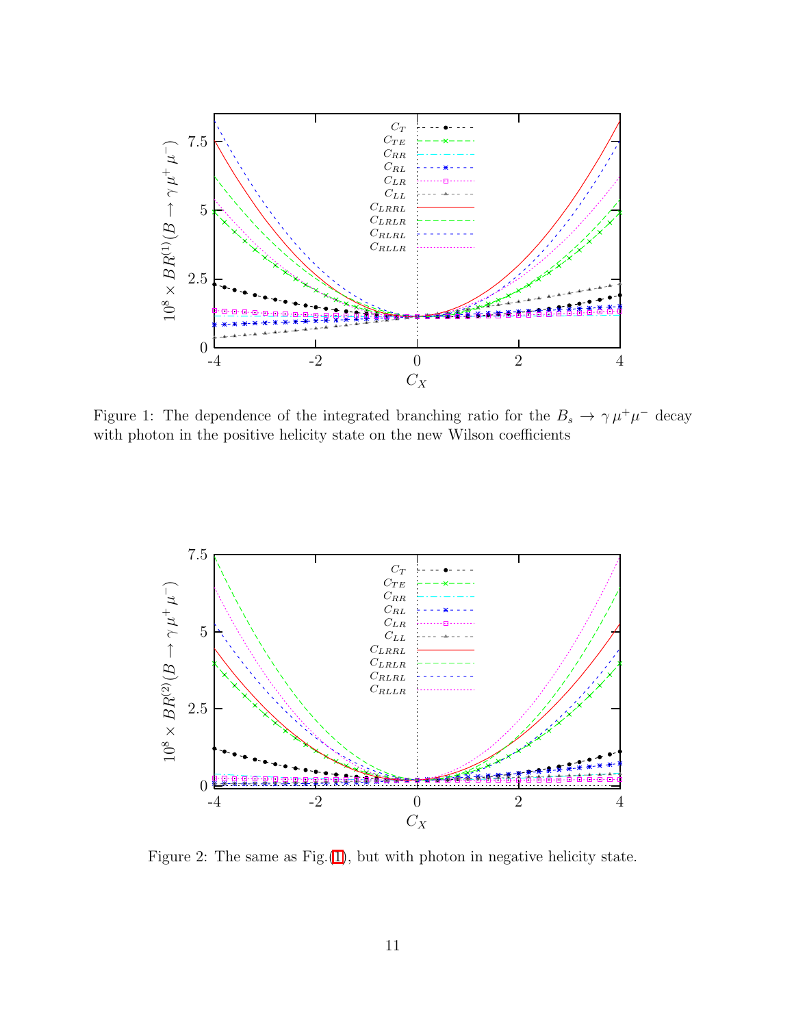Figure 1: The dependence of the integrated branching ratio for the $B_s \to \gamma\,\mu^+\mu^-$ decay with photon in the positive helicity state on the new Wilson coefficients

Figure 2: The same as Fig.(1), but with photon in negative helicity state.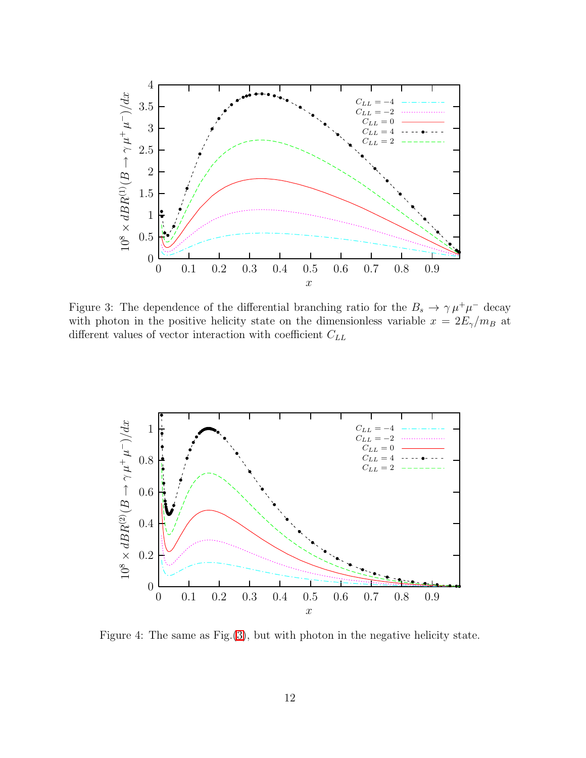Figure 3: The dependence of the differential branching ratio for the $B_s \to \gamma\,\mu^+\mu^-$ decay with photon in the positive helicity state on the dimensionless variable $x = 2E_\gamma/m_B$ at different values of vector interaction with coefficient $C_{LL}$

Figure 4: The same as Fig.(3), but with photon in the negative helicity state.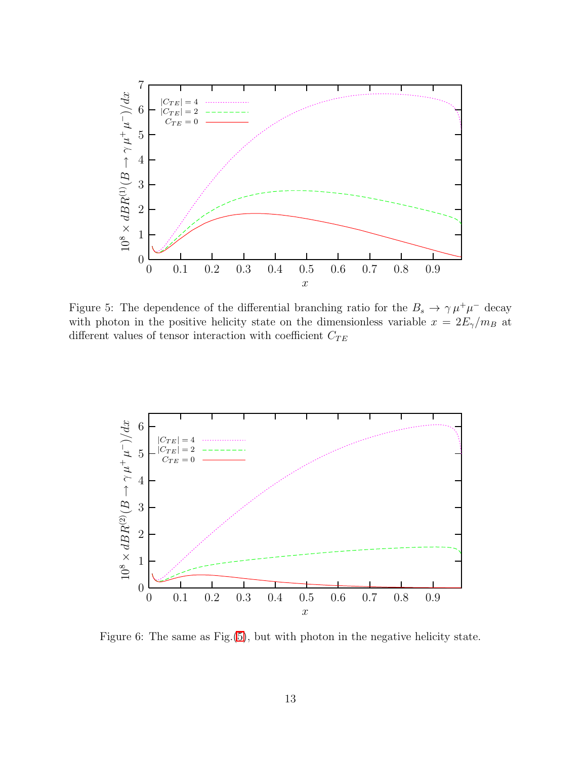Figure 5: The dependence of the differential branching ratio for the $B_s \to \gamma\, \mu^+ \mu^-$ decay with photon in the positive helicity state on the dimensionless variable $x = 2E_\gamma/m_B$ at different values of tensor interaction with coefficient $C_{TE}$

Figure 6: The same as Fig.(5), but with photon in the negative helicity state.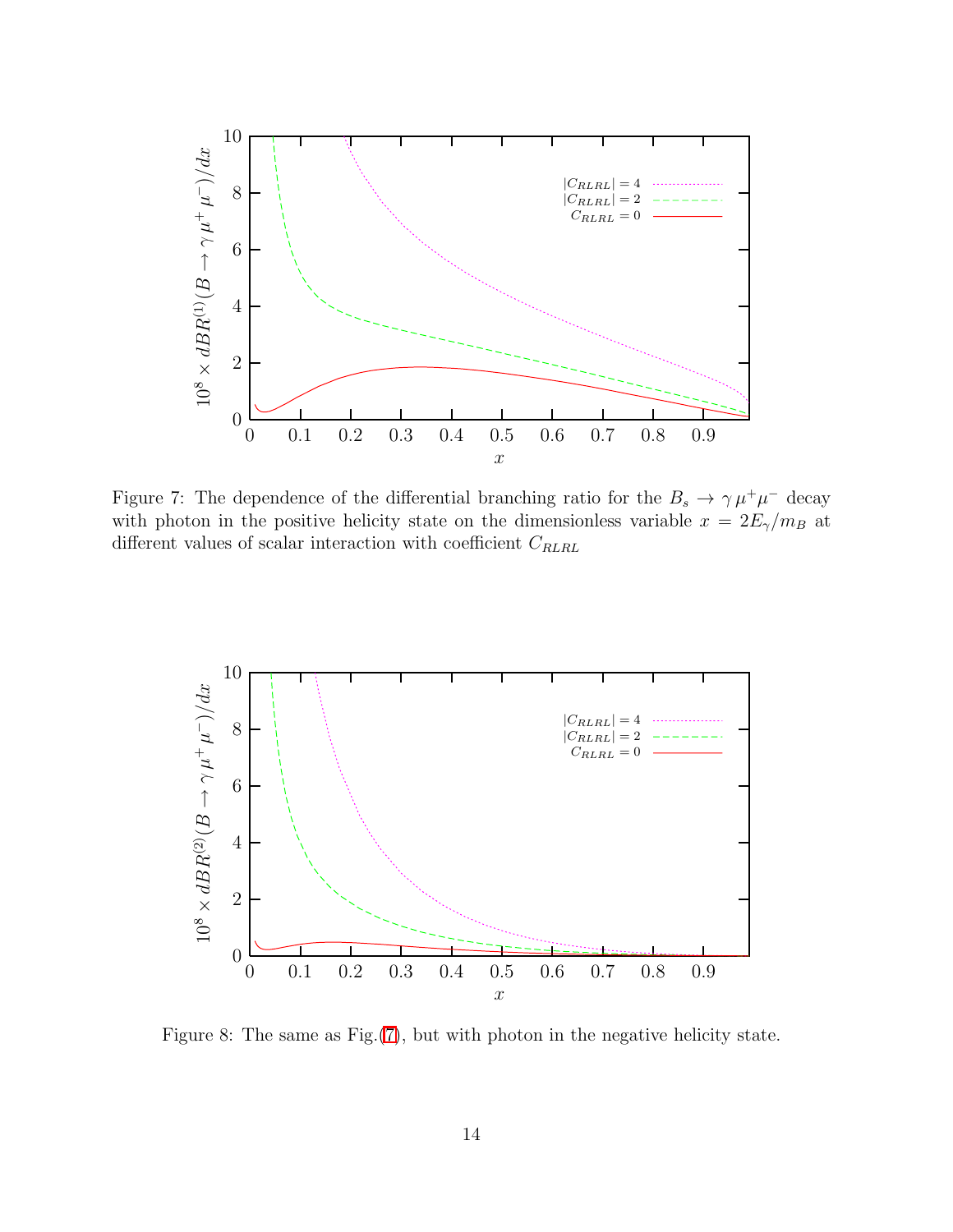Figure 7: The dependence of the differential branching ratio for the $B_s \to \gamma\,\mu^+\mu^-$ decay with photon in the positive helicity state on the dimensionless variable $x = 2E_\gamma/m_B$ at different values of scalar interaction with coefficient $C_{RLRL}$

Figure 8: The same as Fig.(7), but with photon in the negative helicity state.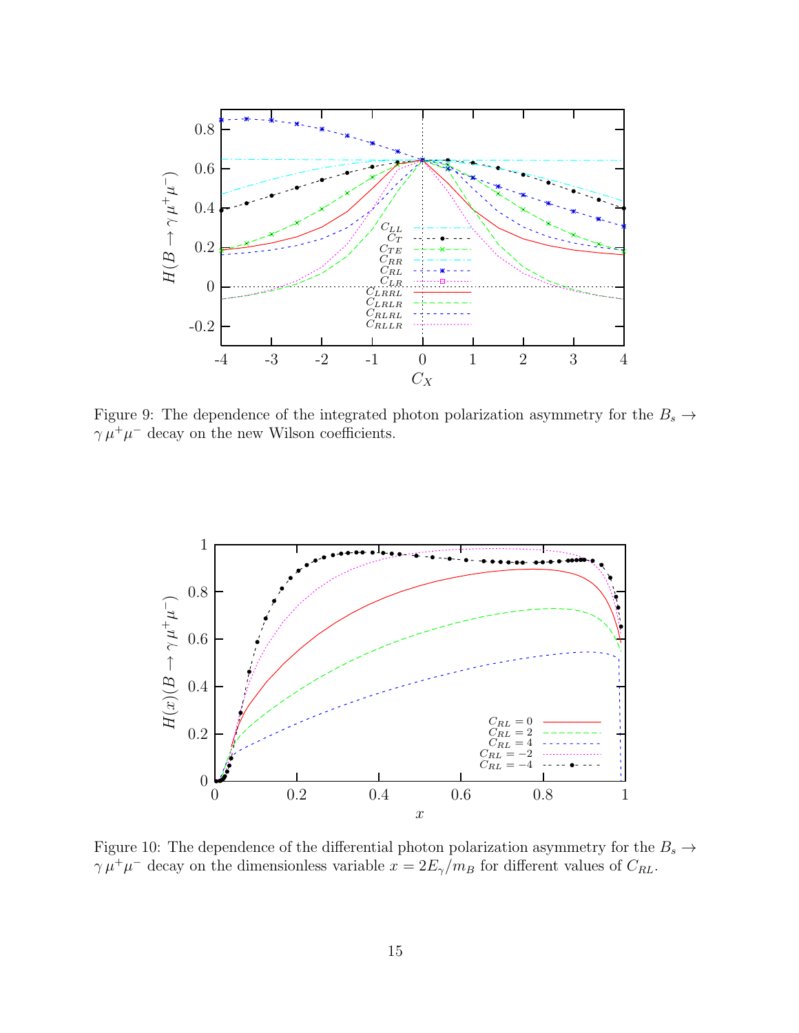Figure 9: The dependence of the integrated photon polarization asymmetry for the $B_s \to \gamma\,\mu^+\mu^-$ decay on the new Wilson coefficients.

Figure 10: The dependence of the differential photon polarization asymmetry for the $B_s \to \gamma\,\mu^+\mu^-$ decay on the dimensionless variable $x = 2E_\gamma/m_B$ for different values of $C_{RL}$.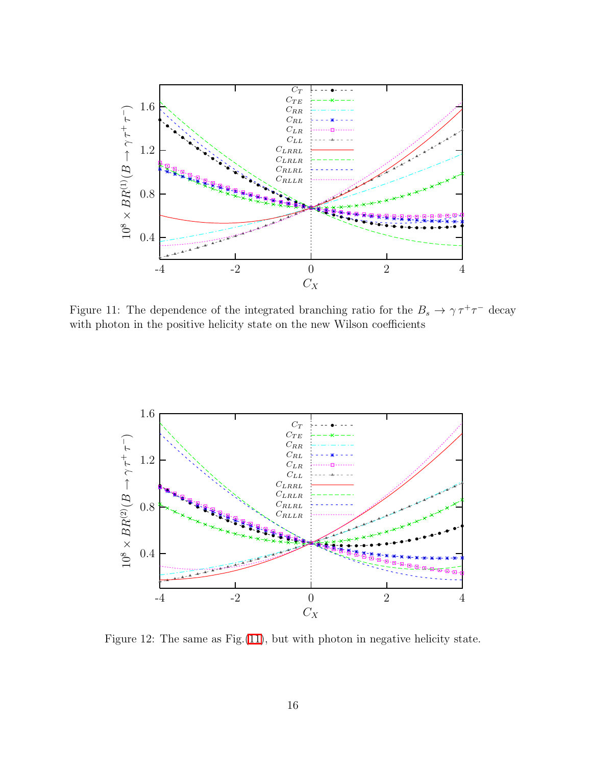Figure 11: The dependence of the integrated branching ratio for the $B_s \to \gamma\,\tau^+\tau^-$ decay with photon in the positive helicity state on the new Wilson coefficients

Figure 12: The same as Fig.(11), but with photon in negative helicity state.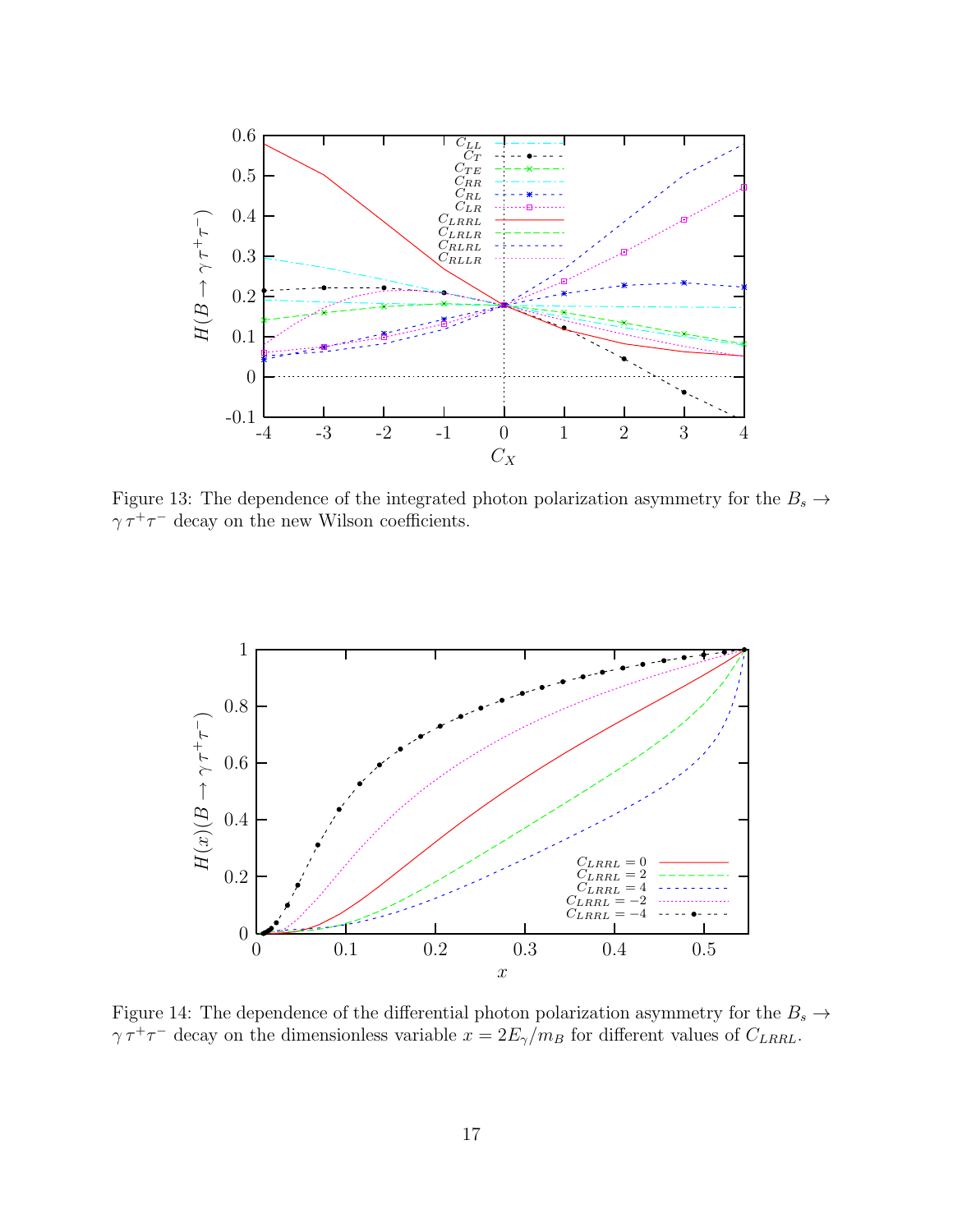0.6
0.5
0.4
0.3
0.2
0.1
0
-0.1

-4 -3 -2 -1 0 1 2 3 4

$C_X$

$H(B \to \gamma\tau^+\tau^-)$

$C_{LL}$
$C_T$
$C_{TE}$
$C_{RR}$
$C_{RL}$
$C_{LR}$
$C_{LRRL}$
$C_{LRLR}$
$C_{RLRL}$
$C_{RLLR}$

Figure 13: The dependence of the integrated photon polarization asymmetry for the $B_s \to \gamma\,\tau^+\tau^-$ decay on the new Wilson coefficients.

1
0.8
0.6
0.4
0.2
0

0 0.1 0.2 0.3 0.4 0.5

$x$

$H(x)(B \to \gamma\tau^+\tau^-)$

$C_{LRRL} = 0$
$C_{LRRL} = 2$
$C_{LRRL} = 4$
$C_{LRRL} = -2$
$C_{LRRL} = -4$

Figure 14: The dependence of the differential photon polarization asymmetry for the $B_s \to \gamma\,\tau^+\tau^-$ decay on the dimensionless variable $x = 2E_\gamma/m_B$ for different values of $C_{LRRL}$.